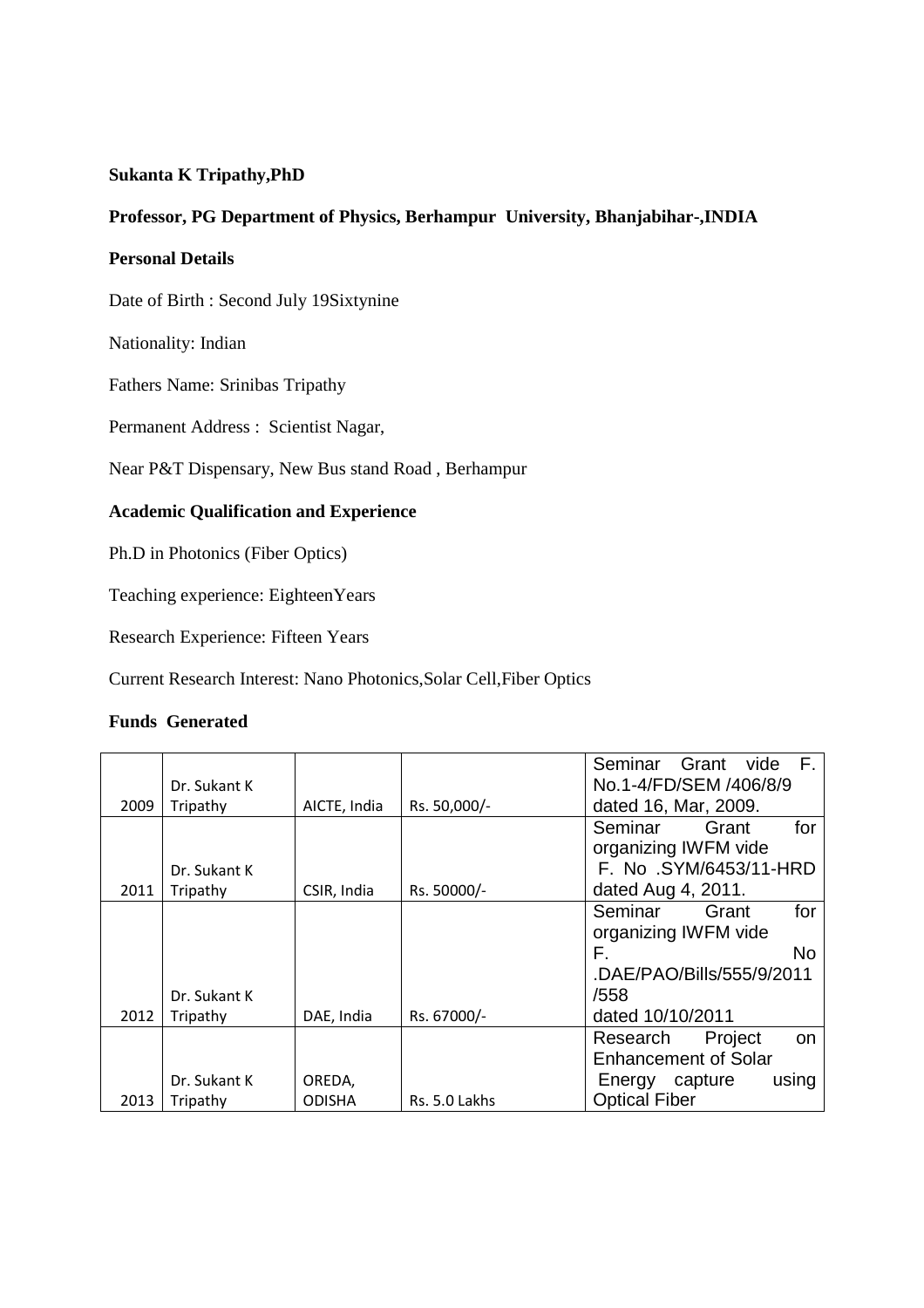**Sukanta K Tripathy,PhD**

**Professor, PG Department of Physics, Berhampur University, Bhanjabihar-,INDIA**

**Personal Details**

Date of Birth : Second July 19Sixtynine

Nationality: Indian

Fathers Name: Srinibas Tripathy

Permanent Address : Scientist Nagar,

Near P&T Dispensary, New Bus stand Road , Berhampur

**Academic Qualification and Experience**

Ph.D in Photonics (Fiber Optics)

Teaching experience: EighteenYears

Research Experience: Fifteen Years

Current Research Interest: Nano Photonics,Solar Cell,Fiber Optics

**Funds Generated**

| | | | | |
|---|---|---|---|---|
| 2009 | Dr. Sukant K Tripathy | AICTE, India | Rs. 50,000/- | Seminar Grant vide F. No.1-4/FD/SEM /406/8/9 dated 16, Mar, 2009. |
| 2011 | Dr. Sukant K Tripathy | CSIR, India | Rs. 50000/- | Seminar Grant for organizing IWFM vide F. No .SYM/6453/11-HRD dated Aug 4, 2011. |
| 2012 | Dr. Sukant K Tripathy | DAE, India | Rs. 67000/- | Seminar Grant for organizing IWFM vide F. No .DAE/PAO/Bills/555/9/2011 /558 dated 10/10/2011 |
| 2013 | Dr. Sukant K Tripathy | OREDA, ODISHA | Rs. 5.0 Lakhs | Research Project on Enhancement of Solar Energy capture using Optical Fiber |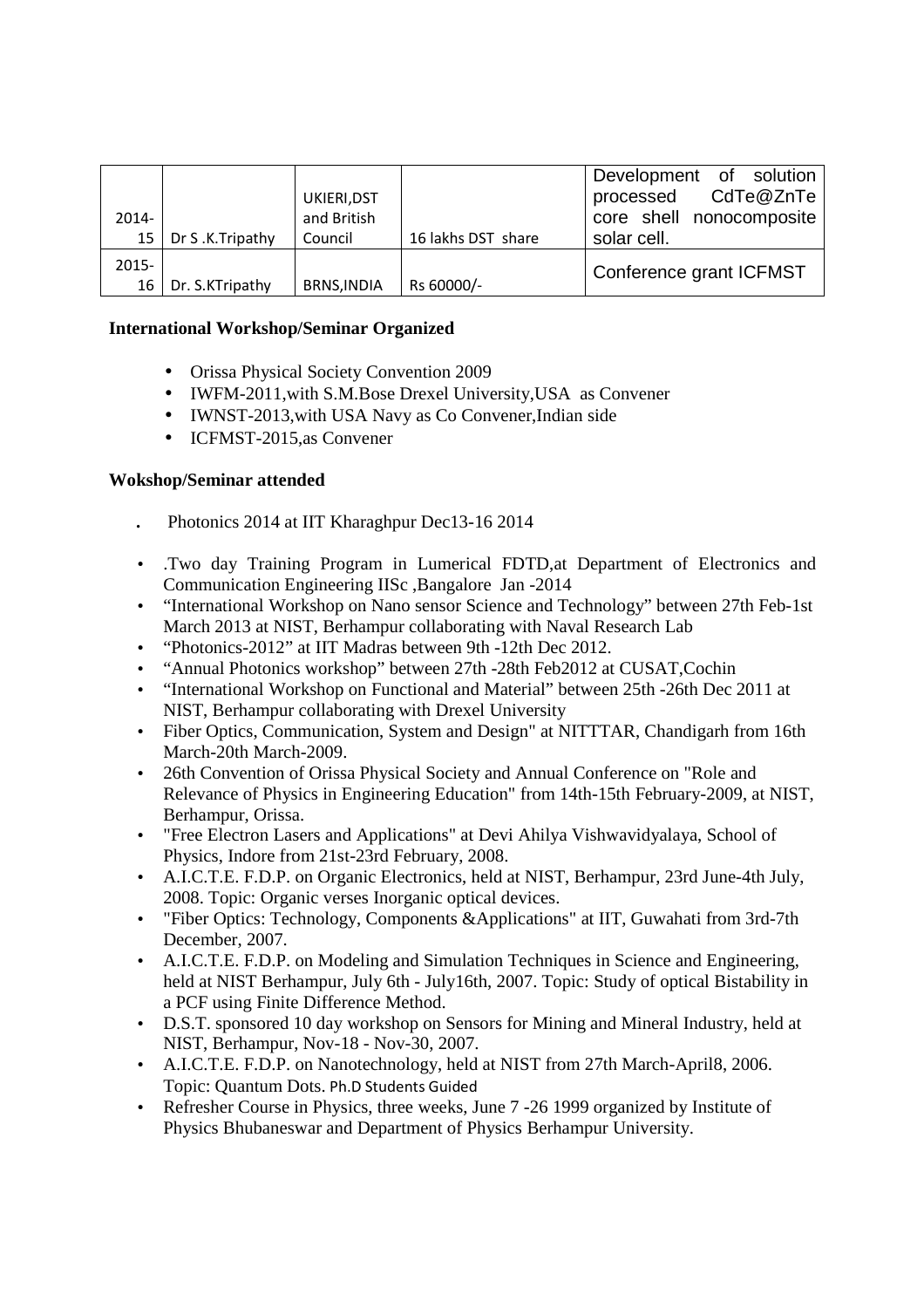| | | | | |
|---|---|---|---|---|
| 2014-15 | Dr S .K.Tripathy | UKIERI,DST and British Council | 16 lakhs DST share | Development of solution processed CdTe@ZnTe core shell nonocomposite solar cell. |
| 2015-16 | Dr. S.KTripathy | BRNS,INDIA | Rs 60000/- | Conference grant ICFMST |

**International Workshop/Seminar Organized**

- Orissa Physical Society Convention 2009
- IWFM-2011,with S.M.Bose Drexel University,USA as Convener
- IWNST-2013,with USA Navy as Co Convener,Indian side
- ICFMST-2015,as Convener

**Wokshop/Seminar attended**

- Photonics 2014 at IIT Kharaghpur Dec13-16 2014
- .Two day Training Program in Lumerical FDTD,at Department of Electronics and Communication Engineering IISc ,Bangalore Jan -2014
- "International Workshop on Nano sensor Science and Technology" between 27th Feb-1st March 2013 at NIST, Berhampur collaborating with Naval Research Lab
- "Photonics-2012" at IIT Madras between 9th -12th Dec 2012.
- "Annual Photonics workshop" between 27th -28th Feb2012 at CUSAT,Cochin
- "International Workshop on Functional and Material" between 25th -26th Dec 2011 at NIST, Berhampur collaborating with Drexel University
- Fiber Optics, Communication, System and Design" at NITTTAR, Chandigarh from 16th March-20th March-2009.
- 26th Convention of Orissa Physical Society and Annual Conference on "Role and Relevance of Physics in Engineering Education" from 14th-15th February-2009, at NIST, Berhampur, Orissa.
- "Free Electron Lasers and Applications" at Devi Ahilya Vishwavidyalaya, School of Physics, Indore from 21st-23rd February, 2008.
- A.I.C.T.E. F.D.P. on Organic Electronics, held at NIST, Berhampur, 23rd June-4th July, 2008. Topic: Organic verses Inorganic optical devices.
- "Fiber Optics: Technology, Components &Applications" at IIT, Guwahati from 3rd-7th December, 2007.
- A.I.C.T.E. F.D.P. on Modeling and Simulation Techniques in Science and Engineering, held at NIST Berhampur, July 6th - July16th, 2007. Topic: Study of optical Bistability in a PCF using Finite Difference Method.
- D.S.T. sponsored 10 day workshop on Sensors for Mining and Mineral Industry, held at NIST, Berhampur, Nov-18 - Nov-30, 2007.
- A.I.C.T.E. F.D.P. on Nanotechnology, held at NIST from 27th March-April8, 2006. Topic: Quantum Dots. Ph.D Students Guided
- Refresher Course in Physics, three weeks, June 7 -26 1999 organized by Institute of Physics Bhubaneswar and Department of Physics Berhampur University.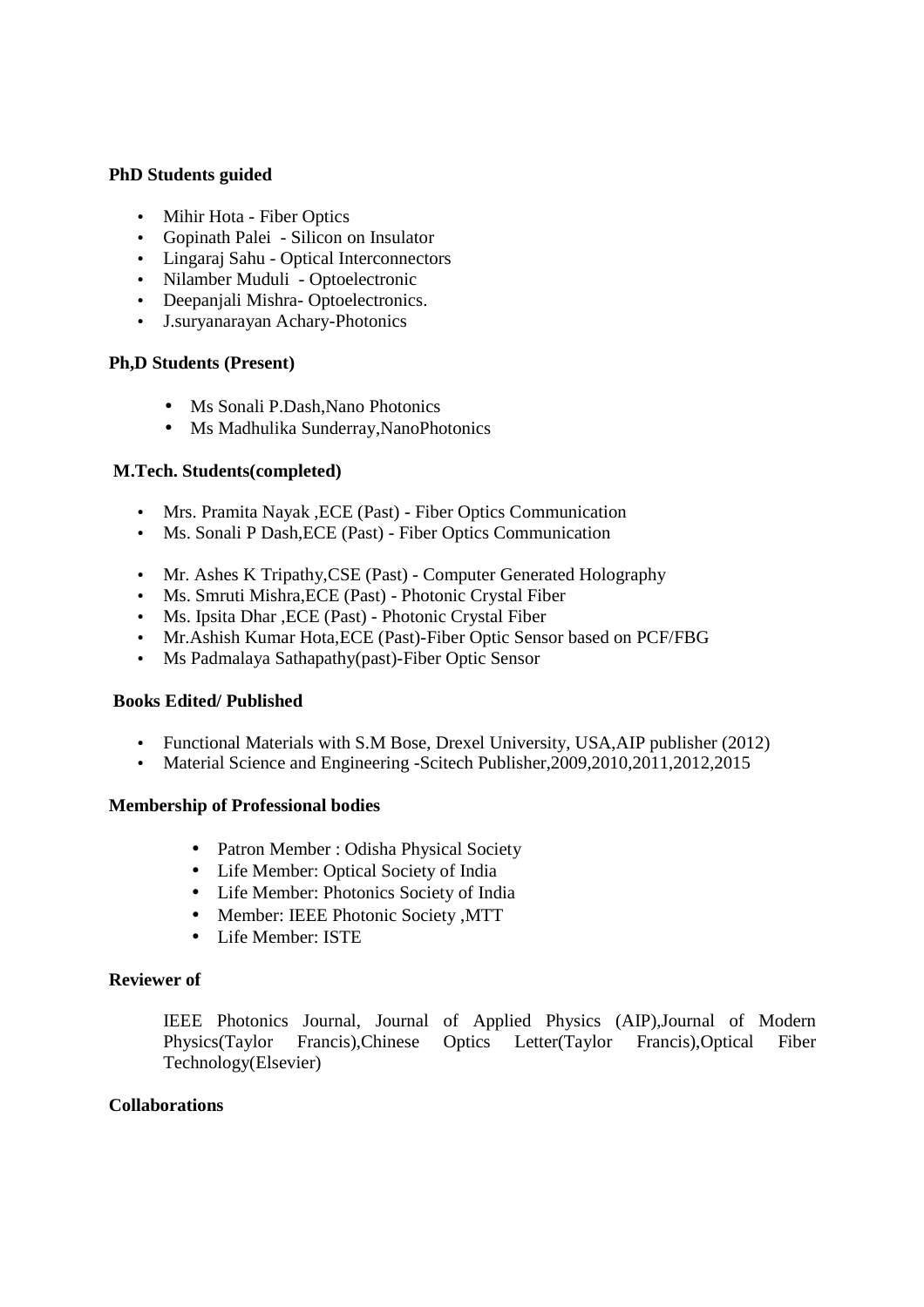**PhD Students guided**

- Mihir Hota - Fiber Optics
- Gopinath Palei - Silicon on Insulator
- Lingaraj Sahu - Optical Interconnectors
- Nilamber Muduli - Optoelectronic
- Deepanjali Mishra- Optoelectronics.
- J.suryanarayan Achary-Photonics

**Ph,D Students (Present)**

- Ms Sonali P.Dash,Nano Photonics
- Ms Madhulika Sunderray,NanoPhotonics

**M.Tech. Students(completed)**

- Mrs. Pramita Nayak ,ECE (Past) - Fiber Optics Communication
- Ms. Sonali P Dash,ECE (Past) - Fiber Optics Communication
- Mr. Ashes K Tripathy,CSE (Past) - Computer Generated Holography
- Ms. Smruti Mishra,ECE (Past) - Photonic Crystal Fiber
- Ms. Ipsita Dhar ,ECE (Past) - Photonic Crystal Fiber
- Mr.Ashish Kumar Hota,ECE (Past)-Fiber Optic Sensor based on PCF/FBG
- Ms Padmalaya Sathapathy(past)-Fiber Optic Sensor

**Books Edited/ Published**

- Functional Materials with S.M Bose, Drexel University, USA,AIP publisher (2012)
- Material Science and Engineering -Scitech Publisher,2009,2010,2011,2012,2015

**Membership of Professional bodies**

- Patron Member : Odisha Physical Society
- Life Member: Optical Society of India
- Life Member: Photonics Society of India
- Member: IEEE Photonic Society ,MTT
- Life Member: ISTE

**Reviewer of**

IEEE Photonics Journal, Journal of Applied Physics (AIP),Journal of Modern Physics(Taylor Francis),Chinese Optics Letter(Taylor Francis),Optical Fiber Technology(Elsevier)

**Collaborations**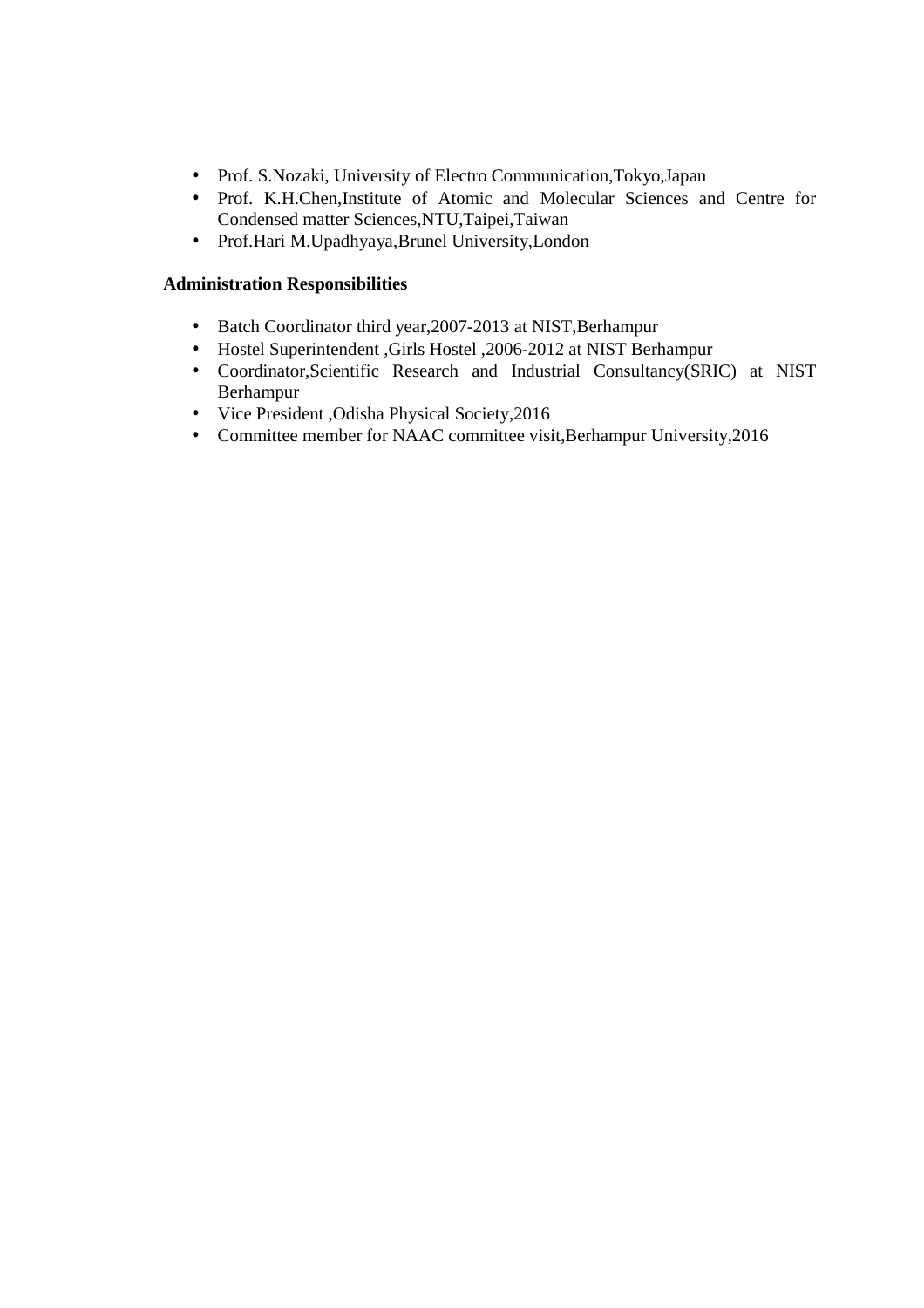- Prof. S.Nozaki, University of Electro Communication,Tokyo,Japan
- Prof. K.H.Chen,Institute of Atomic and Molecular Sciences and Centre for Condensed matter Sciences,NTU,Taipei,Taiwan
- Prof.Hari M.Upadhyaya,Brunel University,London

**Administration Responsibilities**

- Batch Coordinator third year,2007-2013 at NIST,Berhampur
- Hostel Superintendent ,Girls Hostel ,2006-2012 at NIST Berhampur
- Coordinator,Scientific Research and Industrial Consultancy(SRIC) at NIST Berhampur
- Vice President ,Odisha Physical Society,2016
- Committee member for NAAC committee visit,Berhampur University,2016